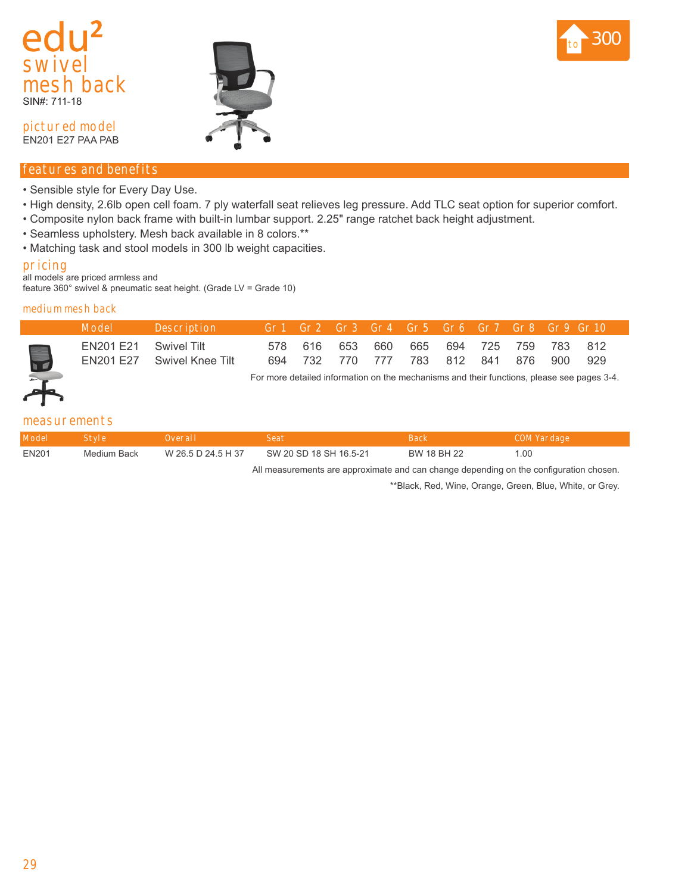# edu²

## swivel mesh back

SIN#: 711-18

to 300

### pictured model

EN201 E27 PAA PAB

## features and benefits

- Sensible style for Every Day Use.
- High density, 2.6lb open cell foam. 7 ply waterfall seat relieves leg pressure. Add TLC seat option for superior comfort.
- Composite nylon back frame with built-in lumbar support. 2.25" range ratchet back height adjustment.
- Seamless upholstery. Mesh back available in 8 colors.**
- Matching task and stool models in 300 lb weight capacities.

## pricing

all models are priced armless and
feature 360° swivel & pneumatic seat height. (Grade LV = Grade 10)

### medium mesh back

| Model | Description | Gr 1 | Gr 2 | Gr 3 | Gr 4 | Gr 5 | Gr 6 | Gr 7 | Gr 8 | Gr 9 | Gr 10 |
|---|---|---|---|---|---|---|---|---|---|---|---|
| EN201 E21 | Swivel Tilt | 578 | 616 | 653 | 660 | 665 | 694 | 725 | 759 | 783 | 812 |
| EN201 E27 | Swivel Knee Tilt | 694 | 732 | 770 | 777 | 783 | 812 | 841 | 876 | 900 | 929 |

For more detailed information on the mechanisms and their functions, please see pages 3-4.

## measurements

| Model | Style | Overall | Seat | Back | COM Yardage |
|---|---|---|---|---|---|
| EN201 | Medium Back | W 26.5 D 24.5 H 37 | SW 20 SD 18 SH 16.5-21 | BW 18 BH 22 | 1.00 |

All measurements are approximate and can change depending on the configuration chosen.

**Black, Red, Wine, Orange, Green, Blue, White, or Grey.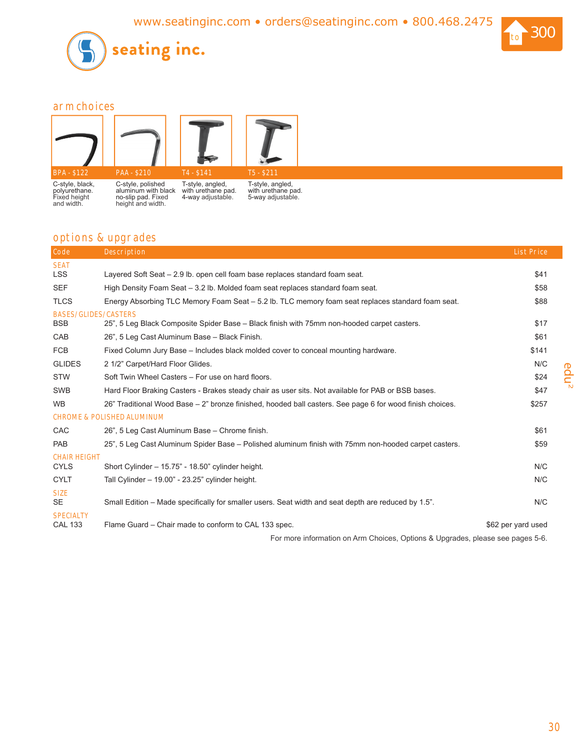www.seatinginc.com • orders@seatinginc.com • 800.468.2475

seating inc.

to 300

## arm choices

| BPA - $122 | PAA - $210 | T4 - $141 | T5 - $211 |
|---|---|---|---|
| C-style, black, polyurethane. Fixed height and width. | C-style, polished aluminum with black no-slip pad. Fixed height and width. | T-style, angled, with urethane pad. 4-way adjustable. | T-style, angled, with urethane pad. 5-way adjustable. |

## options & upgrades

| Code | Description | List Price |
|---|---|---|
| **SEAT** | | |
| LSS | Layered Soft Seat – 2.9 lb. open cell foam base replaces standard foam seat. | $41 |
| SEF | High Density Foam Seat – 3.2 lb. Molded foam seat replaces standard foam seat. | $58 |
| TLCS | Energy Absorbing TLC Memory Foam Seat – 5.2 lb. TLC memory foam seat replaces standard foam seat. | $88 |
| **BASES/GLIDES/CASTERS** | | |
| BSB | 25", 5 Leg Black Composite Spider Base – Black finish with 75mm non-hooded carpet casters. | $17 |
| CAB | 26", 5 Leg Cast Aluminum Base – Black Finish. | $61 |
| FCB | Fixed Column Jury Base – Includes black molded cover to conceal mounting hardware. | $141 |
| GLIDES | 2 1/2" Carpet/Hard Floor Glides. | N/C |
| STW | Soft Twin Wheel Casters – For use on hard floors. | $24 |
| SWB | Hard Floor Braking Casters - Brakes steady chair as user sits. Not available for PAB or BSB bases. | $47 |
| WB | 26" Traditional Wood Base – 2" bronze finished, hooded ball casters. See page 6 for wood finish choices. | $257 |
| **CHROME & POLISHED ALUMINUM** | | |
| CAC | 26", 5 Leg Cast Aluminum Base – Chrome finish. | $61 |
| PAB | 25", 5 Leg Cast Aluminum Spider Base – Polished aluminum finish with 75mm non-hooded carpet casters. | $59 |
| **CHAIR HEIGHT** | | |
| CYLS | Short Cylinder – 15.75" - 18.50" cylinder height. | N/C |
| CYLT | Tall Cylinder – 19.00" - 23.25" cylinder height. | N/C |
| **SIZE** | | |
| SE | Small Edition – Made specifically for smaller users. Seat width and seat depth are reduced by 1.5". | N/C |
| **SPECIALTY** | | |
| CAL 133 | Flame Guard – Chair made to conform to CAL 133 spec. | $62 per yard used |

For more information on Arm Choices, Options & Upgrades, please see pages 5-6.

edu²